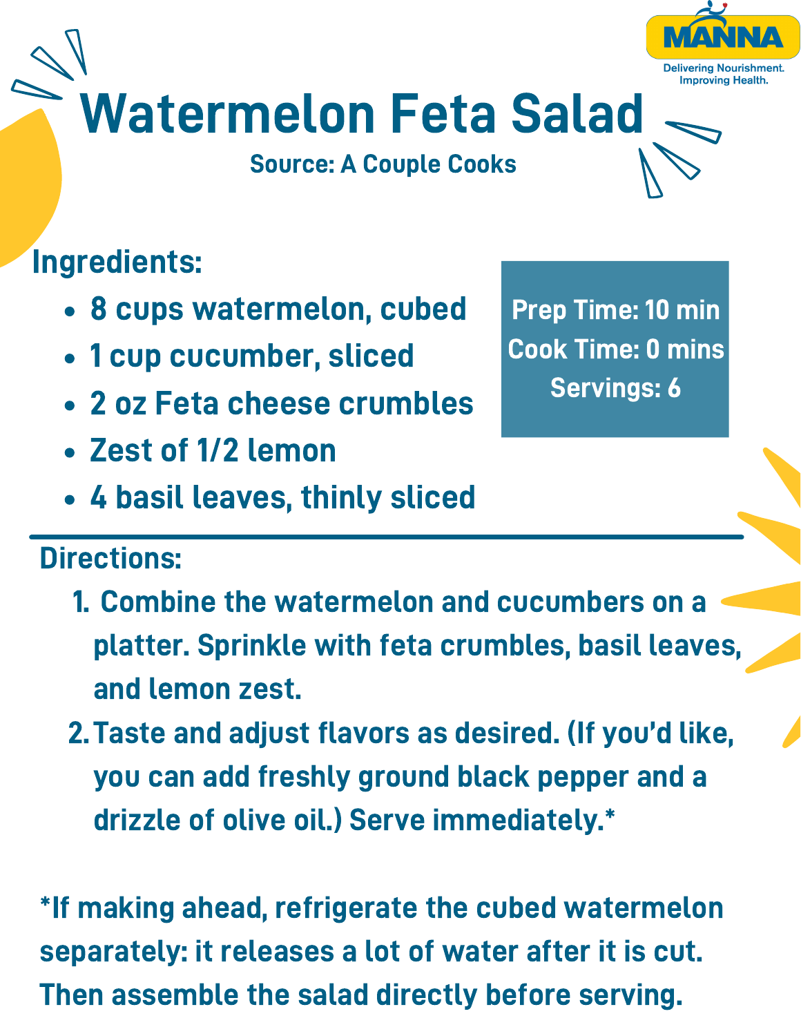MANNA

Delivering Nourishment.
Improving Health.

# Watermelon Feta Salad

**Source: A Couple Cooks**

## Ingredients:

- 8 cups watermelon, cubed
- 1 cup cucumber, sliced
- 2 oz Feta cheese crumbles
- Zest of 1/2 lemon
- 4 basil leaves, thinly sliced

**Prep Time:** 10 min
**Cook Time:** 0 mins
**Servings:** 6

## Directions:

1. Combine the watermelon and cucumbers on a platter. Sprinkle with feta crumbles, basil leaves, and lemon zest.
2. Taste and adjust flavors as desired. (If you'd like, you can add freshly ground black pepper and a drizzle of olive oil.) Serve immediately.*

*If making ahead, refrigerate the cubed watermelon separately: it releases a lot of water after it is cut. Then assemble the salad directly before serving.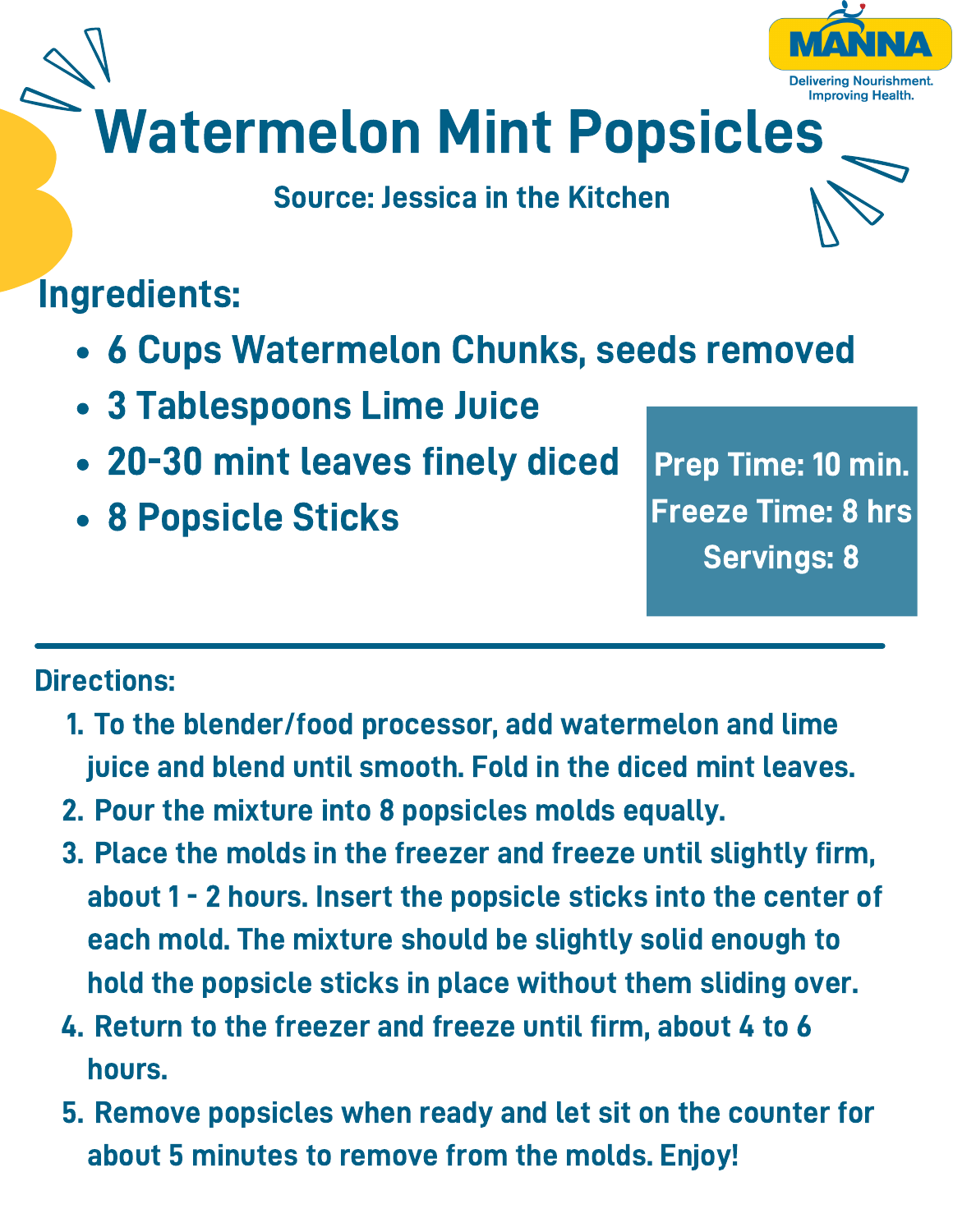MANNA

Delivering Nourishment. Improving Health.

# Watermelon Mint Popsicles

**Source: Jessica in the Kitchen**

## Ingredients:

- 6 Cups Watermelon Chunks, seeds removed
- 3 Tablespoons Lime Juice
- 20-30 mint leaves finely diced
- 8 Popsicle Sticks

Prep Time: 10 min.
Freeze Time: 8 hrs
Servings: 8

---

## Directions:

1. To the blender/food processor, add watermelon and lime juice and blend until smooth. Fold in the diced mint leaves.
2. Pour the mixture into 8 popsicles molds equally.
3. Place the molds in the freezer and freeze until slightly firm, about 1 - 2 hours. Insert the popsicle sticks into the center of each mold. The mixture should be slightly solid enough to hold the popsicle sticks in place without them sliding over.
4. Return to the freezer and freeze until firm, about 4 to 6 hours.
5. Remove popsicles when ready and let sit on the counter for about 5 minutes to remove from the molds. Enjoy!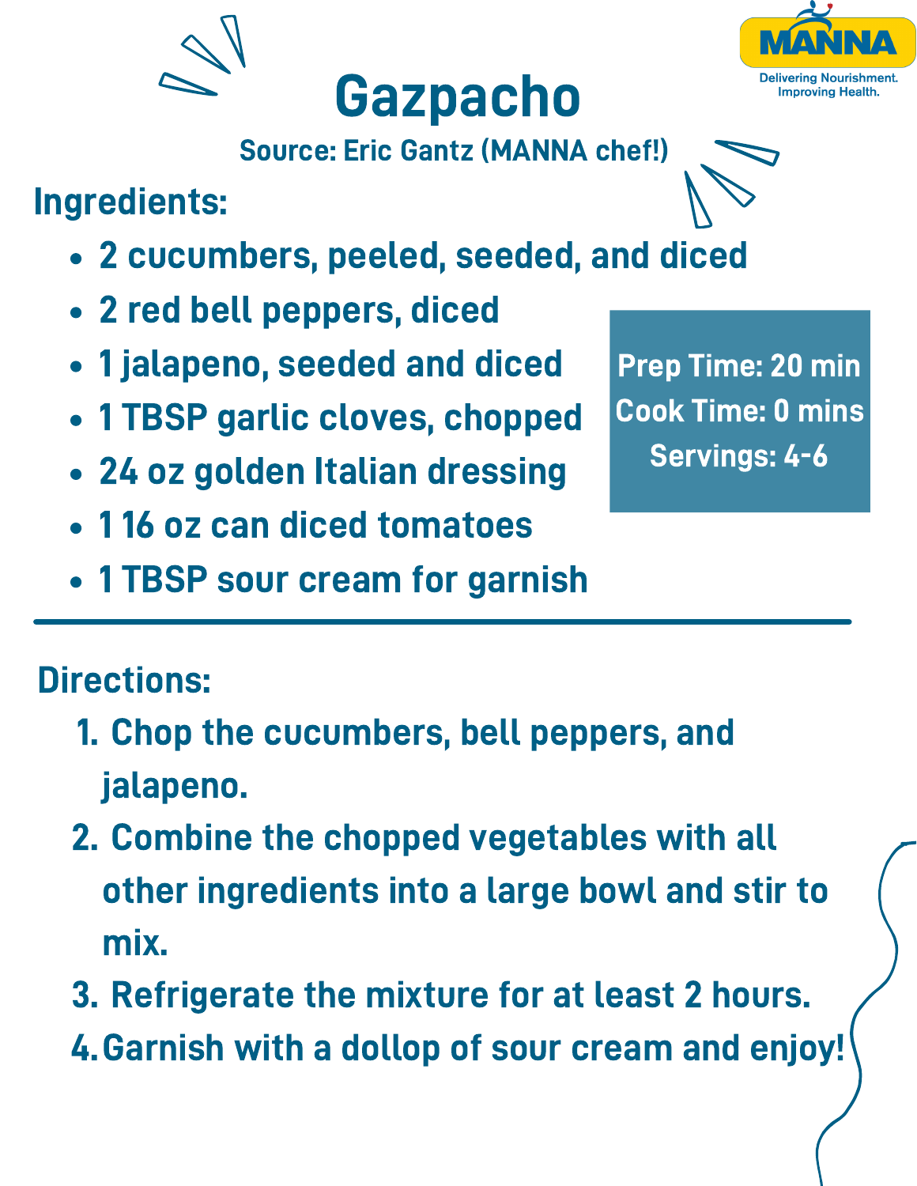MANNA

Delivering Nourishment. Improving Health.

# Gazpacho

**Source: Eric Gantz (MANNA chef!)**

## Ingredients:

- 2 cucumbers, peeled, seeded, and diced
- 2 red bell peppers, diced
- 1 jalapeno, seeded and diced
- 1 TBSP garlic cloves, chopped
- 24 oz golden Italian dressing
- 1 16 oz can diced tomatoes
- 1 TBSP sour cream for garnish

Prep Time: 20 min
Cook Time: 0 mins
Servings: 4-6

---

## Directions:

1. Chop the cucumbers, bell peppers, and jalapeno.
2. Combine the chopped vegetables with all other ingredients into a large bowl and stir to mix.
3. Refrigerate the mixture for at least 2 hours.
4. Garnish with a dollop of sour cream and enjoy!